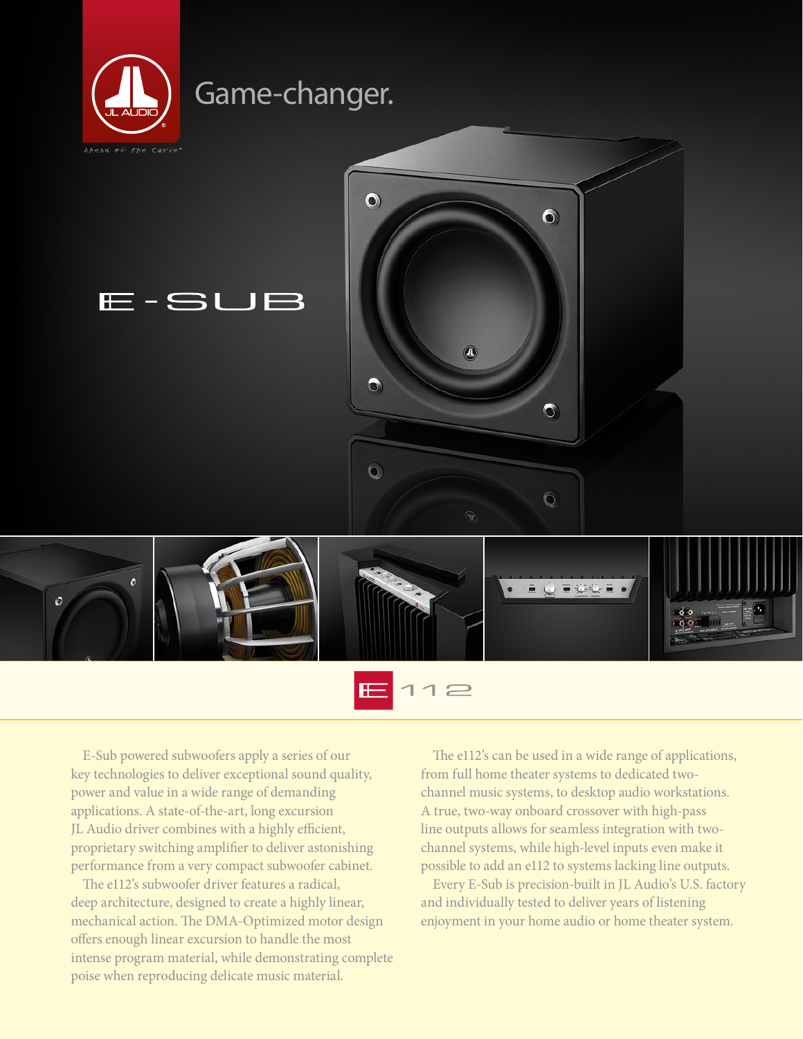JL AUDIO

ahead of the curve®

# Game-changer.

# E-SUB

## E 112

E-Sub powered subwoofers apply a series of our key technologies to deliver exceptional sound quality, power and value in a wide range of demanding applications. A state-of-the-art, long excursion JL Audio driver combines with a highly efficient, proprietary switching amplifier to deliver astonishing performance from a very compact subwoofer cabinet.

The e112's subwoofer driver features a radical, deep architecture, designed to create a highly linear, mechanical action. The DMA-Optimized motor design offers enough linear excursion to handle the most intense program material, while demonstrating complete poise when reproducing delicate music material.

The e112's can be used in a wide range of applications, from full home theater systems to dedicated two-channel music systems, to desktop audio workstations. A true, two-way onboard crossover with high-pass line outputs allows for seamless integration with two-channel systems, while high-level inputs even make it possible to add an e112 to systems lacking line outputs.

Every E-Sub is precision-built in JL Audio's U.S. factory and individually tested to deliver years of listening enjoyment in your home audio or home theater system.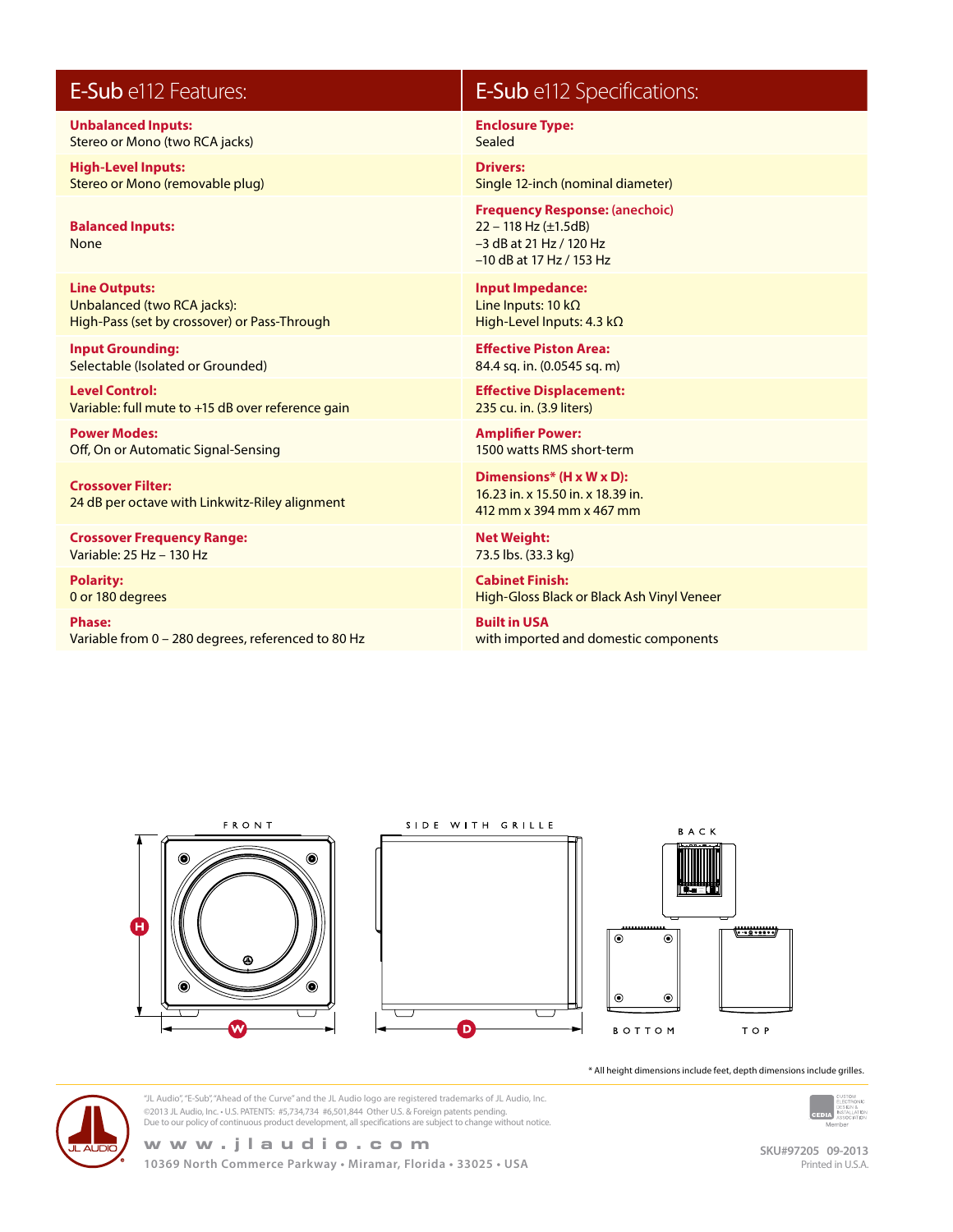## E-Sub e112 Features:

**Unbalanced Inputs:**
Stereo or Mono (two RCA jacks)

**High-Level Inputs:**
Stereo or Mono (removable plug)

**Balanced Inputs:**
None

**Line Outputs:**
Unbalanced (two RCA jacks):
High-Pass (set by crossover) or Pass-Through

**Input Grounding:**
Selectable (Isolated or Grounded)

**Level Control:**
Variable: full mute to +15 dB over reference gain

**Power Modes:**
Off, On or Automatic Signal-Sensing

**Crossover Filter:**
24 dB per octave with Linkwitz-Riley alignment

**Crossover Frequency Range:**
Variable: 25 Hz – 130 Hz

**Polarity:**
0 or 180 degrees

**Phase:**
Variable from 0 – 280 degrees, referenced to 80 Hz

## E-Sub e112 Specifications:

**Enclosure Type:**
Sealed

**Drivers:**
Single 12-inch (nominal diameter)

**Frequency Response:** (anechoic)
22 – 118 Hz (±1.5dB)
–3 dB at 21 Hz / 120 Hz
–10 dB at 17 Hz / 153 Hz

**Input Impedance:**
Line Inputs: 10 kΩ
High-Level Inputs: 4.3 kΩ

**Effective Piston Area:**
84.4 sq. in. (0.0545 sq. m)

**Effective Displacement:**
235 cu. in. (3.9 liters)

**Amplifier Power:**
1500 watts RMS short-term

**Dimensions* (H x W x D):**
16.23 in. x 15.50 in. x 18.39 in.
412 mm x 394 mm x 467 mm

**Net Weight:**
73.5 lbs. (33.3 kg)

**Cabinet Finish:**
High-Gloss Black or Black Ash Vinyl Veneer

**Built in USA**
with imported and domestic components

FRONT

SIDE WITH GRILLE

BACK

BOTTOM

TOP

H

W

D

\* All height dimensions include feet, depth dimensions include grilles.

"JL Audio", "E-Sub", "Ahead of the Curve" and the JL Audio logo are registered trademarks of JL Audio, Inc.
©2013 JL Audio, Inc. • U.S. PATENTS: #5,734,734 #6,501,844 Other U.S. & Foreign patents pending.
Due to our policy of continuous product development, all specifications are subject to change without notice.

www.jlaudio.com

10369 North Commerce Parkway • Miramar, Florida • 33025 • USA

SKU#97205 09-2013
Printed in U.S.A.